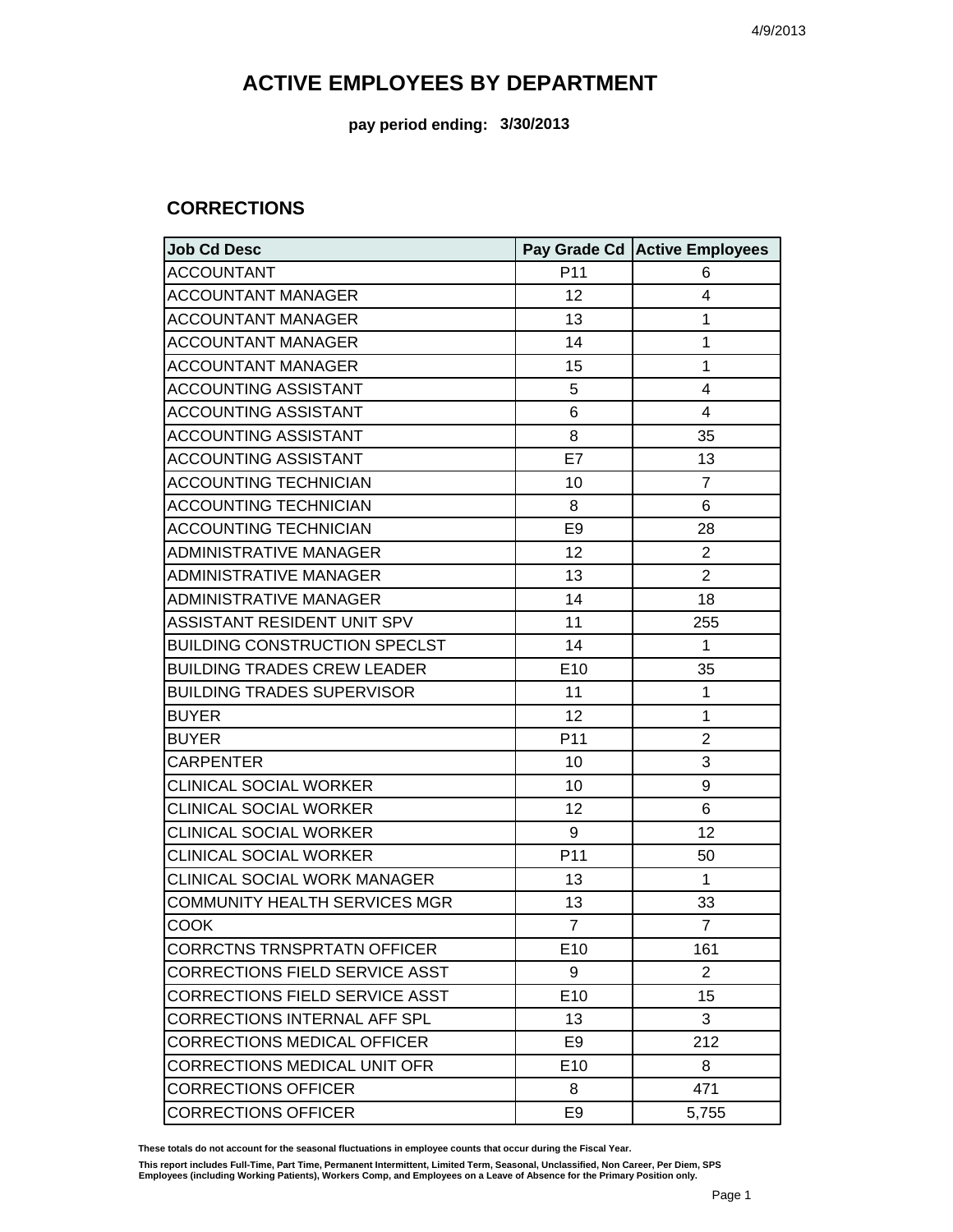4/9/2013

# ACTIVE EMPLOYEES BY DEPARTMENT

**pay period ending: 3/30/2013**

## CORRECTIONS

| Job Cd Desc | Pay Grade Cd | Active Employees |
|---|---|---|
| ACCOUNTANT | P11 | 6 |
| ACCOUNTANT MANAGER | 12 | 4 |
| ACCOUNTANT MANAGER | 13 | 1 |
| ACCOUNTANT MANAGER | 14 | 1 |
| ACCOUNTANT MANAGER | 15 | 1 |
| ACCOUNTING ASSISTANT | 5 | 4 |
| ACCOUNTING ASSISTANT | 6 | 4 |
| ACCOUNTING ASSISTANT | 8 | 35 |
| ACCOUNTING ASSISTANT | E7 | 13 |
| ACCOUNTING TECHNICIAN | 10 | 7 |
| ACCOUNTING TECHNICIAN | 8 | 6 |
| ACCOUNTING TECHNICIAN | E9 | 28 |
| ADMINISTRATIVE MANAGER | 12 | 2 |
| ADMINISTRATIVE MANAGER | 13 | 2 |
| ADMINISTRATIVE MANAGER | 14 | 18 |
| ASSISTANT RESIDENT UNIT SPV | 11 | 255 |
| BUILDING CONSTRUCTION SPECLST | 14 | 1 |
| BUILDING TRADES CREW LEADER | E10 | 35 |
| BUILDING TRADES SUPERVISOR | 11 | 1 |
| BUYER | 12 | 1 |
| BUYER | P11 | 2 |
| CARPENTER | 10 | 3 |
| CLINICAL SOCIAL WORKER | 10 | 9 |
| CLINICAL SOCIAL WORKER | 12 | 6 |
| CLINICAL SOCIAL WORKER | 9 | 12 |
| CLINICAL SOCIAL WORKER | P11 | 50 |
| CLINICAL SOCIAL WORK MANAGER | 13 | 1 |
| COMMUNITY HEALTH SERVICES MGR | 13 | 33 |
| COOK | 7 | 7 |
| CORRCTNS TRNSPRTATN OFFICER | E10 | 161 |
| CORRECTIONS FIELD SERVICE ASST | 9 | 2 |
| CORRECTIONS FIELD SERVICE ASST | E10 | 15 |
| CORRECTIONS INTERNAL AFF SPL | 13 | 3 |
| CORRECTIONS MEDICAL OFFICER | E9 | 212 |
| CORRECTIONS MEDICAL UNIT OFR | E10 | 8 |
| CORRECTIONS OFFICER | 8 | 471 |
| CORRECTIONS OFFICER | E9 | 5,755 |

**These totals do not account for the seasonal fluctuations in employee counts that occur during the Fiscal Year.**

**This report includes Full-Time, Part Time, Permanent Intermittent, Limited Term, Seasonal, Unclassified, Non Career, Per Diem, SPS Employees (including Working Patients), Workers Comp, and Employees on a Leave of Absence for the Primary Position only.**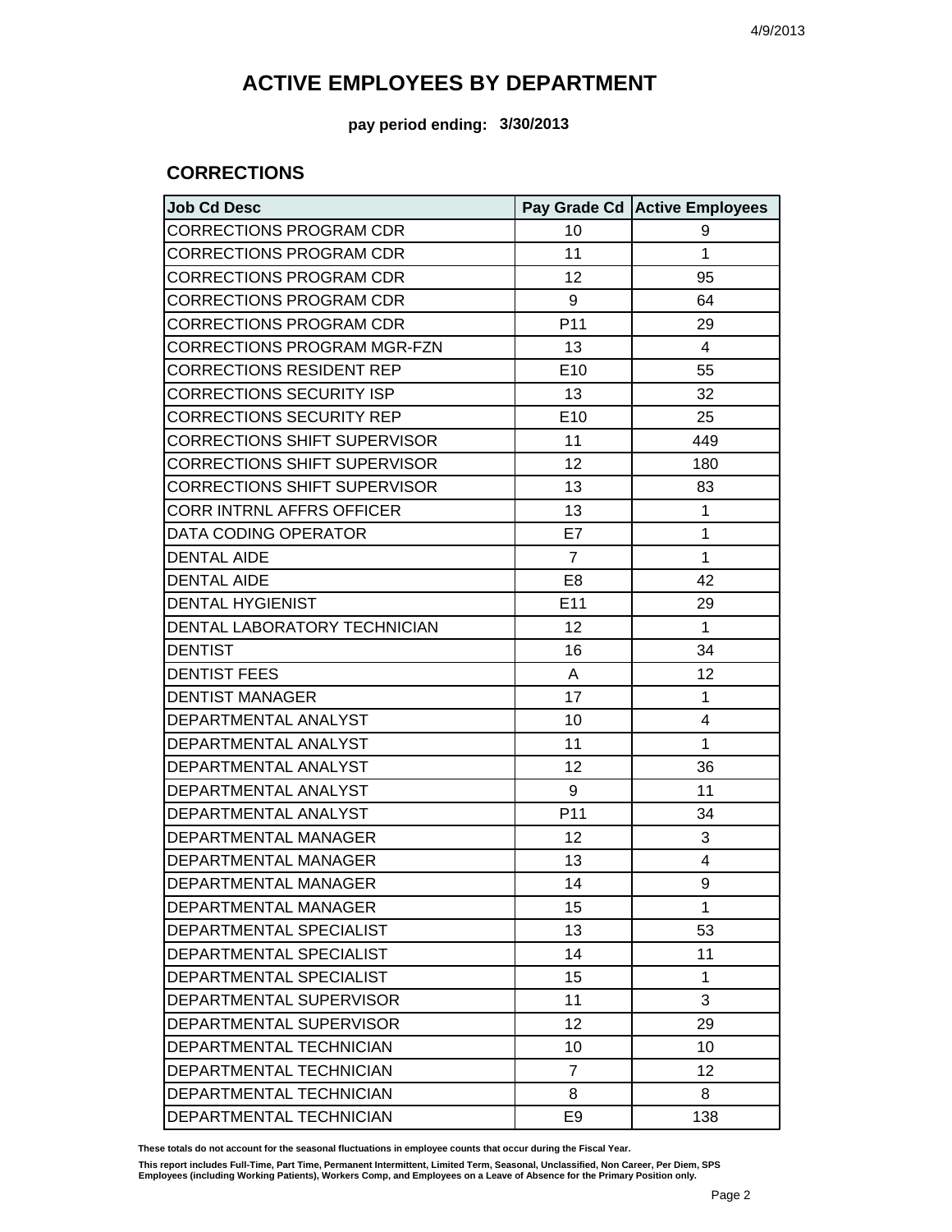# ACTIVE EMPLOYEES BY DEPARTMENT

**pay period ending: 3/30/2013**

## CORRECTIONS

| Job Cd Desc | Pay Grade Cd | Active Employees |
|---|---|---|
| CORRECTIONS PROGRAM CDR | 10 | 9 |
| CORRECTIONS PROGRAM CDR | 11 | 1 |
| CORRECTIONS PROGRAM CDR | 12 | 95 |
| CORRECTIONS PROGRAM CDR | 9 | 64 |
| CORRECTIONS PROGRAM CDR | P11 | 29 |
| CORRECTIONS PROGRAM MGR-FZN | 13 | 4 |
| CORRECTIONS RESIDENT REP | E10 | 55 |
| CORRECTIONS SECURITY ISP | 13 | 32 |
| CORRECTIONS SECURITY REP | E10 | 25 |
| CORRECTIONS SHIFT SUPERVISOR | 11 | 449 |
| CORRECTIONS SHIFT SUPERVISOR | 12 | 180 |
| CORRECTIONS SHIFT SUPERVISOR | 13 | 83 |
| CORR INTRNL AFFRS OFFICER | 13 | 1 |
| DATA CODING OPERATOR | E7 | 1 |
| DENTAL AIDE | 7 | 1 |
| DENTAL AIDE | E8 | 42 |
| DENTAL HYGIENIST | E11 | 29 |
| DENTAL LABORATORY TECHNICIAN | 12 | 1 |
| DENTIST | 16 | 34 |
| DENTIST FEES | A | 12 |
| DENTIST MANAGER | 17 | 1 |
| DEPARTMENTAL ANALYST | 10 | 4 |
| DEPARTMENTAL ANALYST | 11 | 1 |
| DEPARTMENTAL ANALYST | 12 | 36 |
| DEPARTMENTAL ANALYST | 9 | 11 |
| DEPARTMENTAL ANALYST | P11 | 34 |
| DEPARTMENTAL MANAGER | 12 | 3 |
| DEPARTMENTAL MANAGER | 13 | 4 |
| DEPARTMENTAL MANAGER | 14 | 9 |
| DEPARTMENTAL MANAGER | 15 | 1 |
| DEPARTMENTAL SPECIALIST | 13 | 53 |
| DEPARTMENTAL SPECIALIST | 14 | 11 |
| DEPARTMENTAL SPECIALIST | 15 | 1 |
| DEPARTMENTAL SUPERVISOR | 11 | 3 |
| DEPARTMENTAL SUPERVISOR | 12 | 29 |
| DEPARTMENTAL TECHNICIAN | 10 | 10 |
| DEPARTMENTAL TECHNICIAN | 7 | 12 |
| DEPARTMENTAL TECHNICIAN | 8 | 8 |
| DEPARTMENTAL TECHNICIAN | E9 | 138 |

**These totals do not account for the seasonal fluctuations in employee counts that occur during the Fiscal Year.**

**This report includes Full-Time, Part Time, Permanent Intermittent, Limited Term, Seasonal, Unclassified, Non Career, Per Diem, SPS Employees (including Working Patients), Workers Comp, and Employees on a Leave of Absence for the Primary Position only.**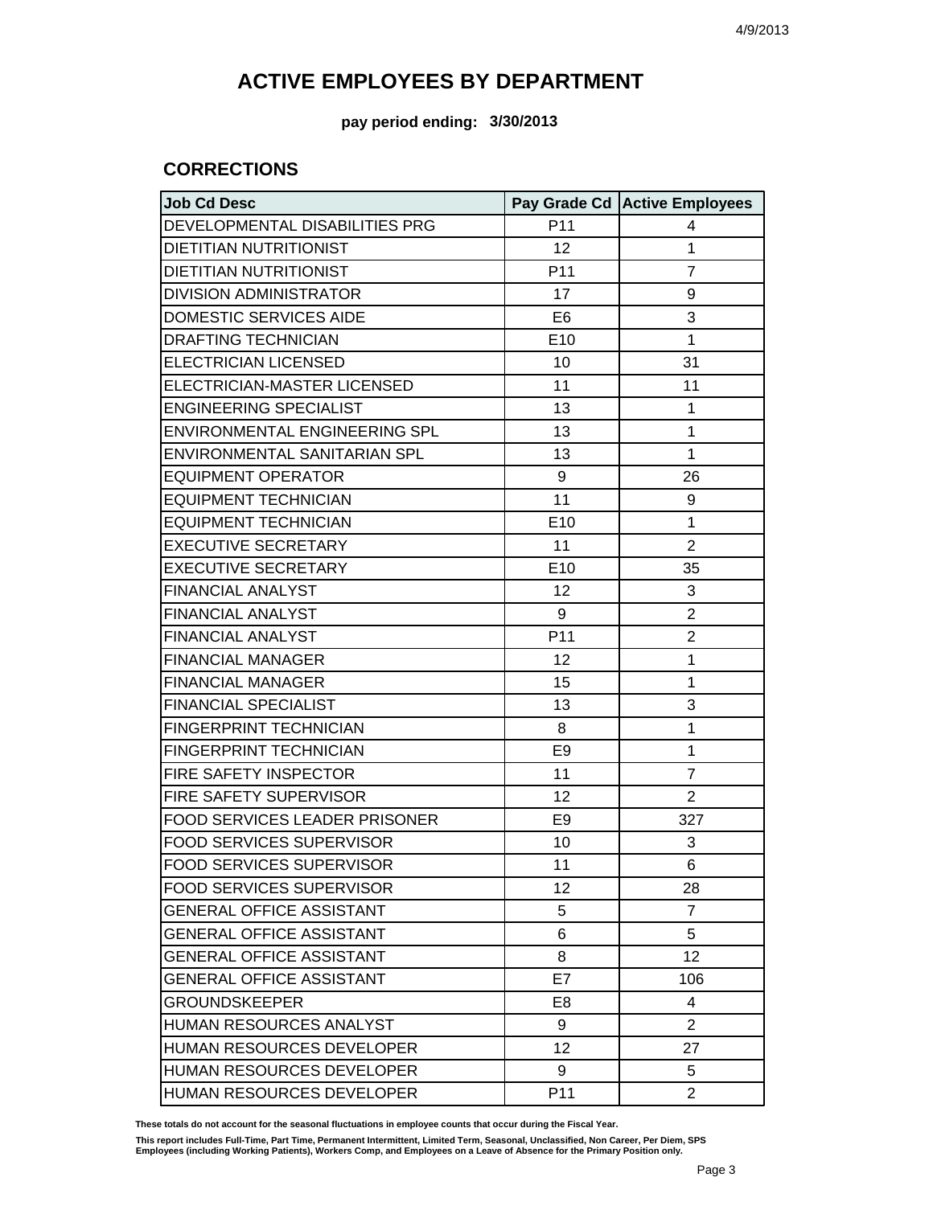# ACTIVE EMPLOYEES BY DEPARTMENT

**pay period ending: 3/30/2013**

## CORRECTIONS

| Job Cd Desc | Pay Grade Cd | Active Employees |
|---|---|---|
| DEVELOPMENTAL DISABILITIES PRG | P11 | 4 |
| DIETITIAN NUTRITIONIST | 12 | 1 |
| DIETITIAN NUTRITIONIST | P11 | 7 |
| DIVISION ADMINISTRATOR | 17 | 9 |
| DOMESTIC SERVICES AIDE | E6 | 3 |
| DRAFTING TECHNICIAN | E10 | 1 |
| ELECTRICIAN LICENSED | 10 | 31 |
| ELECTRICIAN-MASTER LICENSED | 11 | 11 |
| ENGINEERING SPECIALIST | 13 | 1 |
| ENVIRONMENTAL ENGINEERING SPL | 13 | 1 |
| ENVIRONMENTAL SANITARIAN SPL | 13 | 1 |
| EQUIPMENT OPERATOR | 9 | 26 |
| EQUIPMENT TECHNICIAN | 11 | 9 |
| EQUIPMENT TECHNICIAN | E10 | 1 |
| EXECUTIVE SECRETARY | 11 | 2 |
| EXECUTIVE SECRETARY | E10 | 35 |
| FINANCIAL ANALYST | 12 | 3 |
| FINANCIAL ANALYST | 9 | 2 |
| FINANCIAL ANALYST | P11 | 2 |
| FINANCIAL MANAGER | 12 | 1 |
| FINANCIAL MANAGER | 15 | 1 |
| FINANCIAL SPECIALIST | 13 | 3 |
| FINGERPRINT TECHNICIAN | 8 | 1 |
| FINGERPRINT TECHNICIAN | E9 | 1 |
| FIRE SAFETY INSPECTOR | 11 | 7 |
| FIRE SAFETY SUPERVISOR | 12 | 2 |
| FOOD SERVICES LEADER PRISONER | E9 | 327 |
| FOOD SERVICES SUPERVISOR | 10 | 3 |
| FOOD SERVICES SUPERVISOR | 11 | 6 |
| FOOD SERVICES SUPERVISOR | 12 | 28 |
| GENERAL OFFICE ASSISTANT | 5 | 7 |
| GENERAL OFFICE ASSISTANT | 6 | 5 |
| GENERAL OFFICE ASSISTANT | 8 | 12 |
| GENERAL OFFICE ASSISTANT | E7 | 106 |
| GROUNDSKEEPER | E8 | 4 |
| HUMAN RESOURCES ANALYST | 9 | 2 |
| HUMAN RESOURCES DEVELOPER | 12 | 27 |
| HUMAN RESOURCES DEVELOPER | 9 | 5 |
| HUMAN RESOURCES DEVELOPER | P11 | 2 |

**These totals do not account for the seasonal fluctuations in employee counts that occur during the Fiscal Year.**

**This report includes Full-Time, Part Time, Permanent Intermittent, Limited Term, Seasonal, Unclassified, Non Career, Per Diem, SPS Employees (including Working Patients), Workers Comp, and Employees on a Leave of Absence for the Primary Position only.**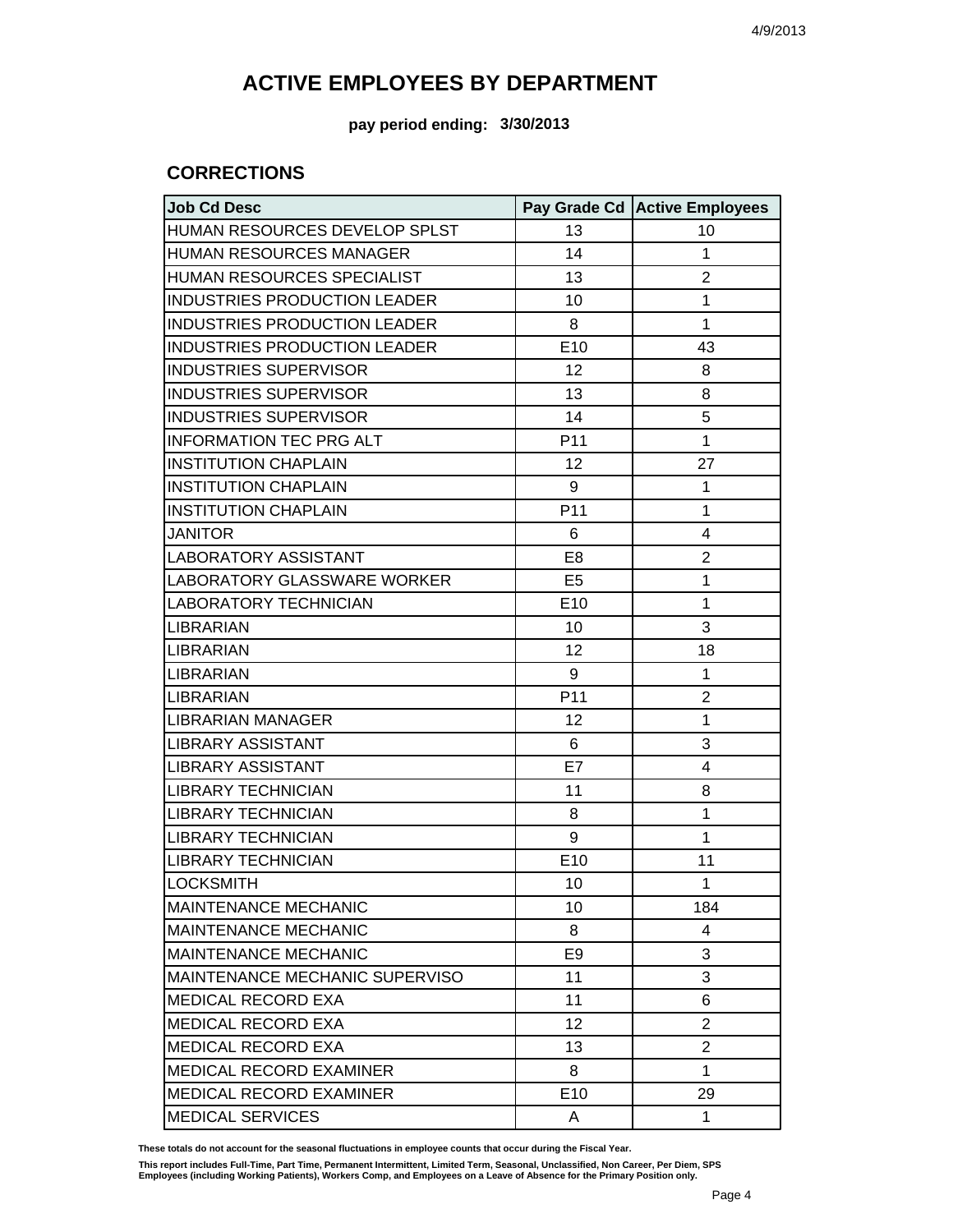4/9/2013

# ACTIVE EMPLOYEES BY DEPARTMENT

**pay period ending: 3/30/2013**

## CORRECTIONS

| Job Cd Desc | Pay Grade Cd | Active Employees |
|---|---|---|
| HUMAN RESOURCES DEVELOP SPLST | 13 | 10 |
| HUMAN RESOURCES MANAGER | 14 | 1 |
| HUMAN RESOURCES SPECIALIST | 13 | 2 |
| INDUSTRIES PRODUCTION LEADER | 10 | 1 |
| INDUSTRIES PRODUCTION LEADER | 8 | 1 |
| INDUSTRIES PRODUCTION LEADER | E10 | 43 |
| INDUSTRIES SUPERVISOR | 12 | 8 |
| INDUSTRIES SUPERVISOR | 13 | 8 |
| INDUSTRIES SUPERVISOR | 14 | 5 |
| INFORMATION TEC PRG ALT | P11 | 1 |
| INSTITUTION CHAPLAIN | 12 | 27 |
| INSTITUTION CHAPLAIN | 9 | 1 |
| INSTITUTION CHAPLAIN | P11 | 1 |
| JANITOR | 6 | 4 |
| LABORATORY ASSISTANT | E8 | 2 |
| LABORATORY GLASSWARE WORKER | E5 | 1 |
| LABORATORY TECHNICIAN | E10 | 1 |
| LIBRARIAN | 10 | 3 |
| LIBRARIAN | 12 | 18 |
| LIBRARIAN | 9 | 1 |
| LIBRARIAN | P11 | 2 |
| LIBRARIAN MANAGER | 12 | 1 |
| LIBRARY ASSISTANT | 6 | 3 |
| LIBRARY ASSISTANT | E7 | 4 |
| LIBRARY TECHNICIAN | 11 | 8 |
| LIBRARY TECHNICIAN | 8 | 1 |
| LIBRARY TECHNICIAN | 9 | 1 |
| LIBRARY TECHNICIAN | E10 | 11 |
| LOCKSMITH | 10 | 1 |
| MAINTENANCE MECHANIC | 10 | 184 |
| MAINTENANCE MECHANIC | 8 | 4 |
| MAINTENANCE MECHANIC | E9 | 3 |
| MAINTENANCE MECHANIC SUPERVISO | 11 | 3 |
| MEDICAL RECORD EXA | 11 | 6 |
| MEDICAL RECORD EXA | 12 | 2 |
| MEDICAL RECORD EXA | 13 | 2 |
| MEDICAL RECORD EXAMINER | 8 | 1 |
| MEDICAL RECORD EXAMINER | E10 | 29 |
| MEDICAL SERVICES | A | 1 |

**These totals do not account for the seasonal fluctuations in employee counts that occur during the Fiscal Year.**

**This report includes Full-Time, Part Time, Permanent Intermittent, Limited Term, Seasonal, Unclassified, Non Career, Per Diem, SPS Employees (including Working Patients), Workers Comp, and Employees on a Leave of Absence for the Primary Position only.**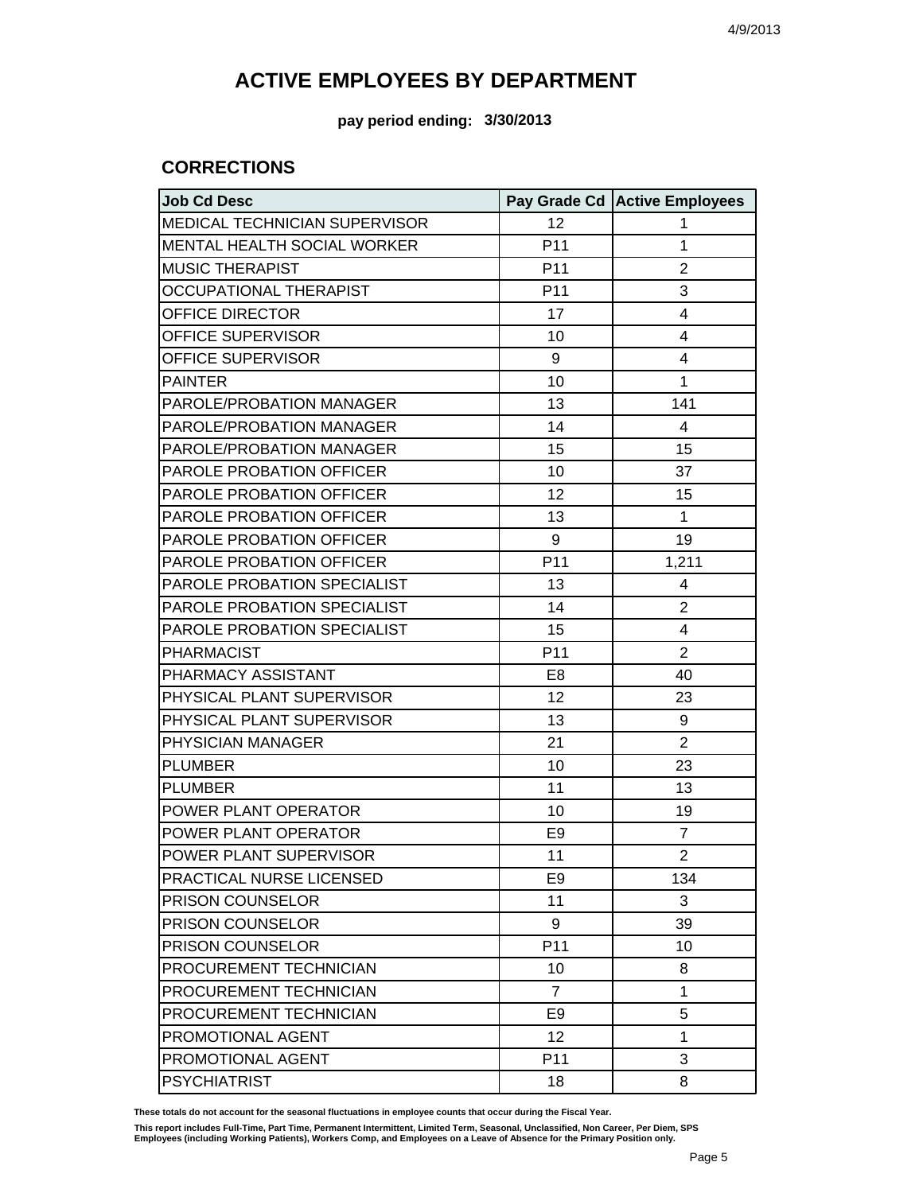# ACTIVE EMPLOYEES BY DEPARTMENT

**pay period ending: 3/30/2013**

## CORRECTIONS

| Job Cd Desc | Pay Grade Cd | Active Employees |
|---|---|---|
| MEDICAL TECHNICIAN SUPERVISOR | 12 | 1 |
| MENTAL HEALTH SOCIAL WORKER | P11 | 1 |
| MUSIC THERAPIST | P11 | 2 |
| OCCUPATIONAL THERAPIST | P11 | 3 |
| OFFICE DIRECTOR | 17 | 4 |
| OFFICE SUPERVISOR | 10 | 4 |
| OFFICE SUPERVISOR | 9 | 4 |
| PAINTER | 10 | 1 |
| PAROLE/PROBATION MANAGER | 13 | 141 |
| PAROLE/PROBATION MANAGER | 14 | 4 |
| PAROLE/PROBATION MANAGER | 15 | 15 |
| PAROLE PROBATION OFFICER | 10 | 37 |
| PAROLE PROBATION OFFICER | 12 | 15 |
| PAROLE PROBATION OFFICER | 13 | 1 |
| PAROLE PROBATION OFFICER | 9 | 19 |
| PAROLE PROBATION OFFICER | P11 | 1,211 |
| PAROLE PROBATION SPECIALIST | 13 | 4 |
| PAROLE PROBATION SPECIALIST | 14 | 2 |
| PAROLE PROBATION SPECIALIST | 15 | 4 |
| PHARMACIST | P11 | 2 |
| PHARMACY ASSISTANT | E8 | 40 |
| PHYSICAL PLANT SUPERVISOR | 12 | 23 |
| PHYSICAL PLANT SUPERVISOR | 13 | 9 |
| PHYSICIAN MANAGER | 21 | 2 |
| PLUMBER | 10 | 23 |
| PLUMBER | 11 | 13 |
| POWER PLANT OPERATOR | 10 | 19 |
| POWER PLANT OPERATOR | E9 | 7 |
| POWER PLANT SUPERVISOR | 11 | 2 |
| PRACTICAL NURSE LICENSED | E9 | 134 |
| PRISON COUNSELOR | 11 | 3 |
| PRISON COUNSELOR | 9 | 39 |
| PRISON COUNSELOR | P11 | 10 |
| PROCUREMENT TECHNICIAN | 10 | 8 |
| PROCUREMENT TECHNICIAN | 7 | 1 |
| PROCUREMENT TECHNICIAN | E9 | 5 |
| PROMOTIONAL AGENT | 12 | 1 |
| PROMOTIONAL AGENT | P11 | 3 |
| PSYCHIATRIST | 18 | 8 |

**These totals do not account for the seasonal fluctuations in employee counts that occur during the Fiscal Year.**

**This report includes Full-Time, Part Time, Permanent Intermittent, Limited Term, Seasonal, Unclassified, Non Career, Per Diem, SPS Employees (including Working Patients), Workers Comp, and Employees on a Leave of Absence for the Primary Position only.**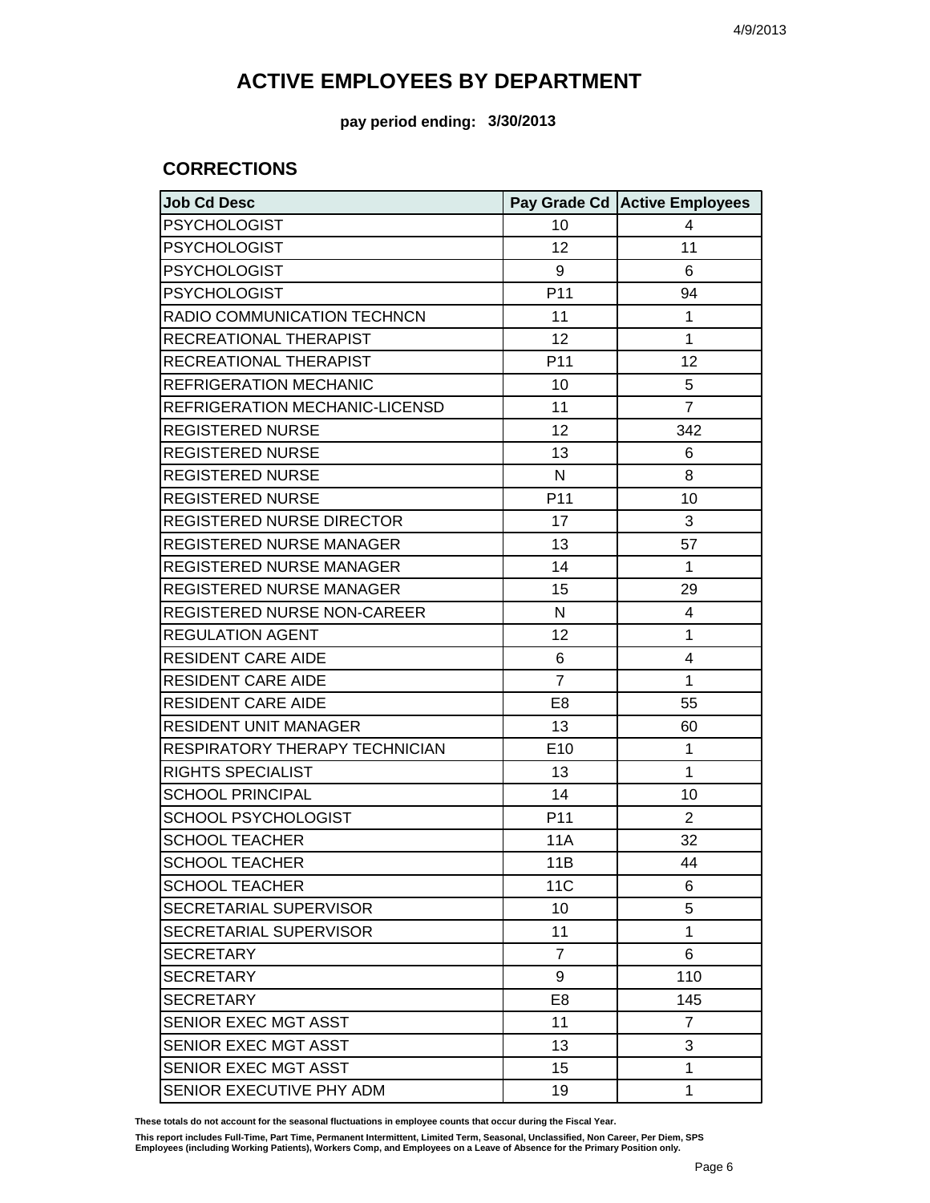# ACTIVE EMPLOYEES BY DEPARTMENT

**pay period ending: 3/30/2013**

## CORRECTIONS

| Job Cd Desc | Pay Grade Cd | Active Employees |
|---|---|---|
| PSYCHOLOGIST | 10 | 4 |
| PSYCHOLOGIST | 12 | 11 |
| PSYCHOLOGIST | 9 | 6 |
| PSYCHOLOGIST | P11 | 94 |
| RADIO COMMUNICATION TECHNCN | 11 | 1 |
| RECREATIONAL THERAPIST | 12 | 1 |
| RECREATIONAL THERAPIST | P11 | 12 |
| REFRIGERATION MECHANIC | 10 | 5 |
| REFRIGERATION MECHANIC-LICENSD | 11 | 7 |
| REGISTERED NURSE | 12 | 342 |
| REGISTERED NURSE | 13 | 6 |
| REGISTERED NURSE | N | 8 |
| REGISTERED NURSE | P11 | 10 |
| REGISTERED NURSE DIRECTOR | 17 | 3 |
| REGISTERED NURSE MANAGER | 13 | 57 |
| REGISTERED NURSE MANAGER | 14 | 1 |
| REGISTERED NURSE MANAGER | 15 | 29 |
| REGISTERED NURSE NON-CAREER | N | 4 |
| REGULATION AGENT | 12 | 1 |
| RESIDENT CARE AIDE | 6 | 4 |
| RESIDENT CARE AIDE | 7 | 1 |
| RESIDENT CARE AIDE | E8 | 55 |
| RESIDENT UNIT MANAGER | 13 | 60 |
| RESPIRATORY THERAPY TECHNICIAN | E10 | 1 |
| RIGHTS SPECIALIST | 13 | 1 |
| SCHOOL PRINCIPAL | 14 | 10 |
| SCHOOL PSYCHOLOGIST | P11 | 2 |
| SCHOOL TEACHER | 11A | 32 |
| SCHOOL TEACHER | 11B | 44 |
| SCHOOL TEACHER | 11C | 6 |
| SECRETARIAL SUPERVISOR | 10 | 5 |
| SECRETARIAL SUPERVISOR | 11 | 1 |
| SECRETARY | 7 | 6 |
| SECRETARY | 9 | 110 |
| SECRETARY | E8 | 145 |
| SENIOR EXEC MGT ASST | 11 | 7 |
| SENIOR EXEC MGT ASST | 13 | 3 |
| SENIOR EXEC MGT ASST | 15 | 1 |
| SENIOR EXECUTIVE PHY ADM | 19 | 1 |

**These totals do not account for the seasonal fluctuations in employee counts that occur during the Fiscal Year.**

**This report includes Full-Time, Part Time, Permanent Intermittent, Limited Term, Seasonal, Unclassified, Non Career, Per Diem, SPS Employees (including Working Patients), Workers Comp, and Employees on a Leave of Absence for the Primary Position only.**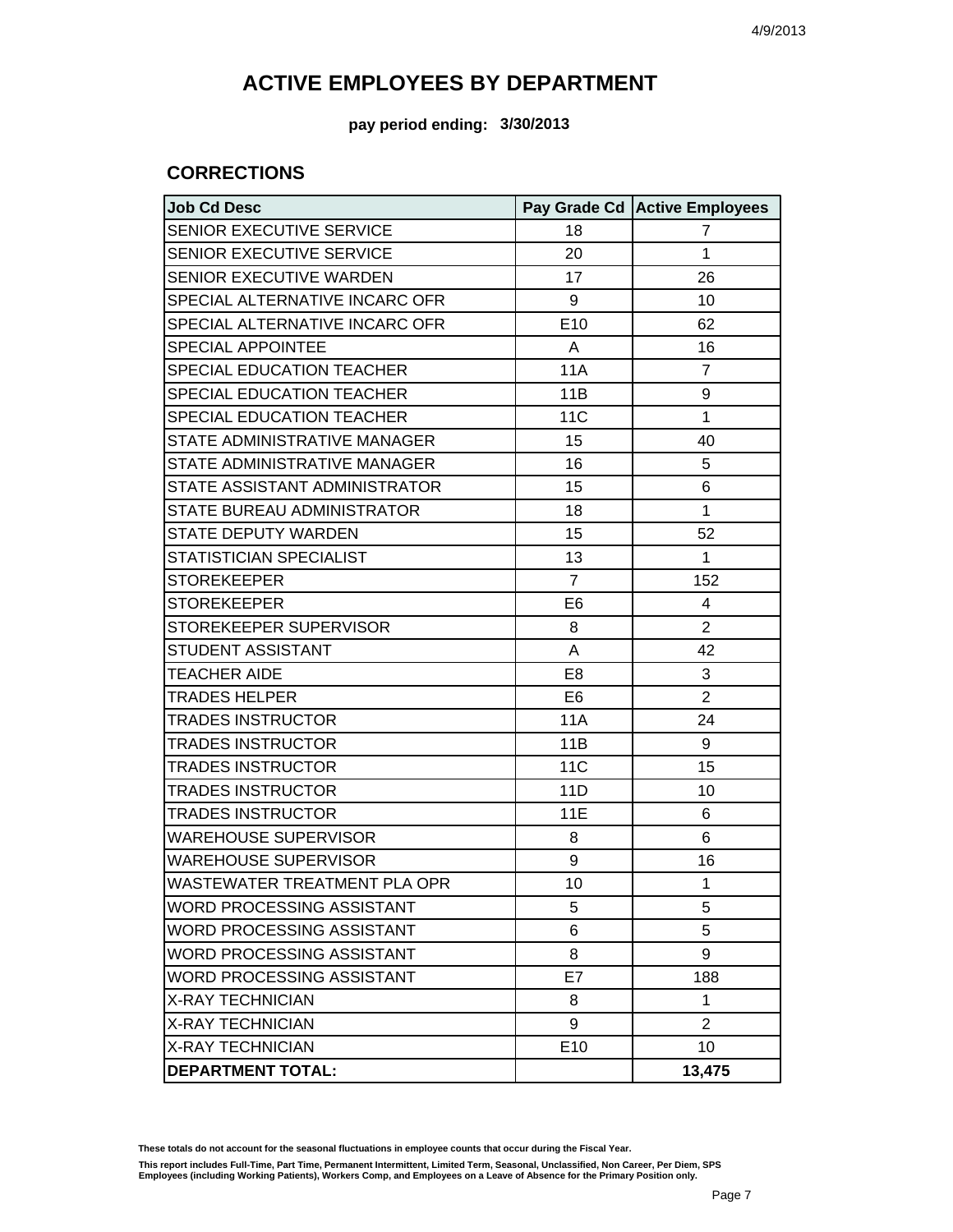# ACTIVE EMPLOYEES BY DEPARTMENT

**pay period ending: 3/30/2013**

## CORRECTIONS

| Job Cd Desc | Pay Grade Cd | Active Employees |
|---|---|---|
| SENIOR EXECUTIVE SERVICE | 18 | 7 |
| SENIOR EXECUTIVE SERVICE | 20 | 1 |
| SENIOR EXECUTIVE WARDEN | 17 | 26 |
| SPECIAL ALTERNATIVE INCARC OFR | 9 | 10 |
| SPECIAL ALTERNATIVE INCARC OFR | E10 | 62 |
| SPECIAL APPOINTEE | A | 16 |
| SPECIAL EDUCATION TEACHER | 11A | 7 |
| SPECIAL EDUCATION TEACHER | 11B | 9 |
| SPECIAL EDUCATION TEACHER | 11C | 1 |
| STATE ADMINISTRATIVE MANAGER | 15 | 40 |
| STATE ADMINISTRATIVE MANAGER | 16 | 5 |
| STATE ASSISTANT ADMINISTRATOR | 15 | 6 |
| STATE BUREAU ADMINISTRATOR | 18 | 1 |
| STATE DEPUTY WARDEN | 15 | 52 |
| STATISTICIAN SPECIALIST | 13 | 1 |
| STOREKEEPER | 7 | 152 |
| STOREKEEPER | E6 | 4 |
| STOREKEEPER SUPERVISOR | 8 | 2 |
| STUDENT ASSISTANT | A | 42 |
| TEACHER AIDE | E8 | 3 |
| TRADES HELPER | E6 | 2 |
| TRADES INSTRUCTOR | 11A | 24 |
| TRADES INSTRUCTOR | 11B | 9 |
| TRADES INSTRUCTOR | 11C | 15 |
| TRADES INSTRUCTOR | 11D | 10 |
| TRADES INSTRUCTOR | 11E | 6 |
| WAREHOUSE SUPERVISOR | 8 | 6 |
| WAREHOUSE SUPERVISOR | 9 | 16 |
| WASTEWATER TREATMENT PLA OPR | 10 | 1 |
| WORD PROCESSING ASSISTANT | 5 | 5 |
| WORD PROCESSING ASSISTANT | 6 | 5 |
| WORD PROCESSING ASSISTANT | 8 | 9 |
| WORD PROCESSING ASSISTANT | E7 | 188 |
| X-RAY TECHNICIAN | 8 | 1 |
| X-RAY TECHNICIAN | 9 | 2 |
| X-RAY TECHNICIAN | E10 | 10 |
| **DEPARTMENT TOTAL:** | | **13,475** |

**These totals do not account for the seasonal fluctuations in employee counts that occur during the Fiscal Year.**

**This report includes Full-Time, Part Time, Permanent Intermittent, Limited Term, Seasonal, Unclassified, Non Career, Per Diem, SPS Employees (including Working Patients), Workers Comp, and Employees on a Leave of Absence for the Primary Position only.**